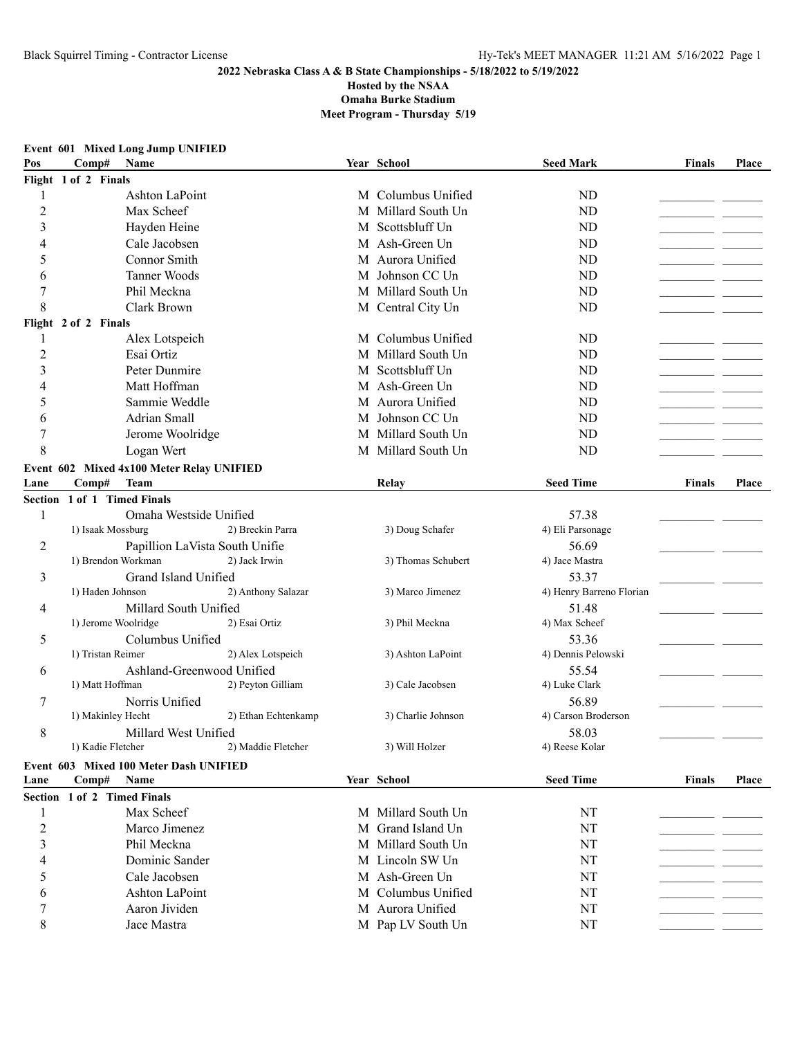## 2022 Nebraska Class A & B State Championships - 5/18/2022 to 5/19/2022

**Hosted by the NSAA**
**Omaha Burke Stadium**
**Meet Program - Thursday 5/19**

### Event 601 Mixed Long Jump UNIFIED

| Pos | Comp# | Name | Year | School | Seed Mark | Finals | Place |
|---|---|---|---|---|---|---|---|
| **Flight 1 of 2 Finals** | | | | | | | |
| 1 | | Ashton LaPoint | M | Columbus Unified | ND | | |
| 2 | | Max Scheef | M | Millard South Un | ND | | |
| 3 | | Hayden Heine | M | Scottsbluff Un | ND | | |
| 4 | | Cale Jacobsen | M | Ash-Green Un | ND | | |
| 5 | | Connor Smith | M | Aurora Unified | ND | | |
| 6 | | Tanner Woods | M | Johnson CC Un | ND | | |
| 7 | | Phil Meckna | M | Millard South Un | ND | | |
| 8 | | Clark Brown | M | Central City Un | ND | | |
| **Flight 2 of 2 Finals** | | | | | | | |
| 1 | | Alex Lotspeich | M | Columbus Unified | ND | | |
| 2 | | Esai Ortiz | M | Millard South Un | ND | | |
| 3 | | Peter Dunmire | M | Scottsbluff Un | ND | | |
| 4 | | Matt Hoffman | M | Ash-Green Un | ND | | |
| 5 | | Sammie Weddle | M | Aurora Unified | ND | | |
| 6 | | Adrian Small | M | Johnson CC Un | ND | | |
| 7 | | Jerome Woolridge | M | Millard South Un | ND | | |
| 8 | | Logan Wert | M | Millard South Un | ND | | |

### Event 602 Mixed 4x100 Meter Relay UNIFIED

| Lane | Comp# | Team | Relay | Seed Time | Finals | Place |
|---|---|---|---|---|---|---|
| **Section 1 of 1 Timed Finals** | | | | | | |
| 1 | | Omaha Westside Unified | | 57.38 | | |
| | | 1) Isaak Mossburg, 2) Breckin Parra | 3) Doug Schafer | 4) Eli Parsonage | | |
| 2 | | Papillion LaVista South Unifie | | 56.69 | | |
| | | 1) Brendon Workman, 2) Jack Irwin | 3) Thomas Schubert | 4) Jace Mastra | | |
| 3 | | Grand Island Unified | | 53.37 | | |
| | | 1) Haden Johnson, 2) Anthony Salazar | 3) Marco Jimenez | 4) Henry Barreno Florian | | |
| 4 | | Millard South Unified | | 51.48 | | |
| | | 1) Jerome Woolridge, 2) Esai Ortiz | 3) Phil Meckna | 4) Max Scheef | | |
| 5 | | Columbus Unified | | 53.36 | | |
| | | 1) Tristan Reimer, 2) Alex Lotspeich | 3) Ashton LaPoint | 4) Dennis Pelowski | | |
| 6 | | Ashland-Greenwood Unified | | 55.54 | | |
| | | 1) Matt Hoffman, 2) Peyton Gilliam | 3) Cale Jacobsen | 4) Luke Clark | | |
| 7 | | Norris Unified | | 56.89 | | |
| | | 1) Makinley Hecht, 2) Ethan Echtenkamp | 3) Charlie Johnson | 4) Carson Broderson | | |
| 8 | | Millard West Unified | | 58.03 | | |
| | | 1) Kadie Fletcher, 2) Maddie Fletcher | 3) Will Holzer | 4) Reese Kolar | | |

### Event 603 Mixed 100 Meter Dash UNIFIED

| Lane | Comp# | Name | Year | School | Seed Time | Finals | Place |
|---|---|---|---|---|---|---|---|
| **Section 1 of 2 Timed Finals** | | | | | | | |
| 1 | | Max Scheef | M | Millard South Un | NT | | |
| 2 | | Marco Jimenez | M | Grand Island Un | NT | | |
| 3 | | Phil Meckna | M | Millard South Un | NT | | |
| 4 | | Dominic Sander | M | Lincoln SW Un | NT | | |
| 5 | | Cale Jacobsen | M | Ash-Green Un | NT | | |
| 6 | | Ashton LaPoint | M | Columbus Unified | NT | | |
| 7 | | Aaron Jividen | M | Aurora Unified | NT | | |
| 8 | | Jace Mastra | M | Pap LV South Un | NT | | |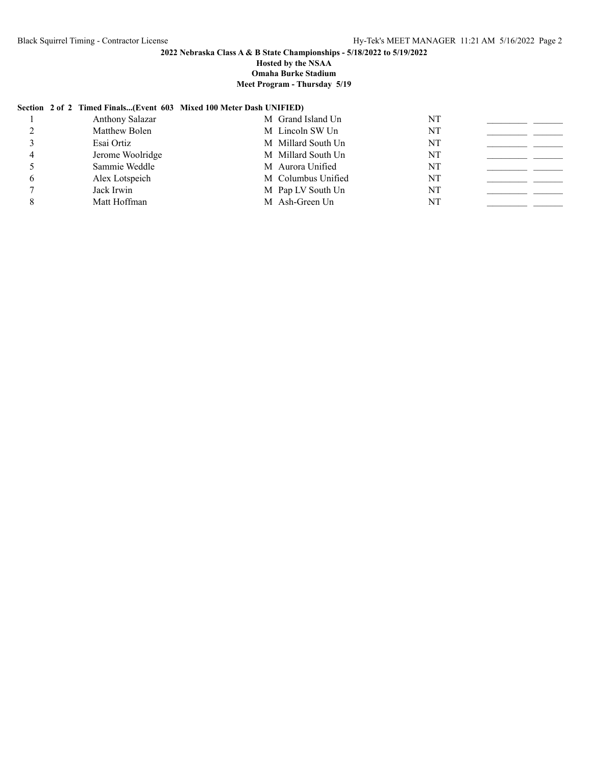**2022 Nebraska Class A & B State Championships - 5/18/2022 to 5/19/2022**

**Hosted by the NSAA**

**Omaha Burke Stadium**

**Meet Program - Thursday 5/19**

**Section 2 of 2 Timed Finals...(Event 603 Mixed 100 Meter Dash UNIFIED)**

| | | | | | | |
|---|---|---|---|---|---|---|
| 1 | Anthony Salazar | M | Grand Island Un | NT | _________ | _______ |
| 2 | Matthew Bolen | M | Lincoln SW Un | NT | _________ | _______ |
| 3 | Esai Ortiz | M | Millard South Un | NT | _________ | _______ |
| 4 | Jerome Woolridge | M | Millard South Un | NT | _________ | _______ |
| 5 | Sammie Weddle | M | Aurora Unified | NT | _________ | _______ |
| 6 | Alex Lotspeich | M | Columbus Unified | NT | _________ | _______ |
| 7 | Jack Irwin | M | Pap LV South Un | NT | _________ | _______ |
| 8 | Matt Hoffman | M | Ash-Green Un | NT | _________ | _______ |